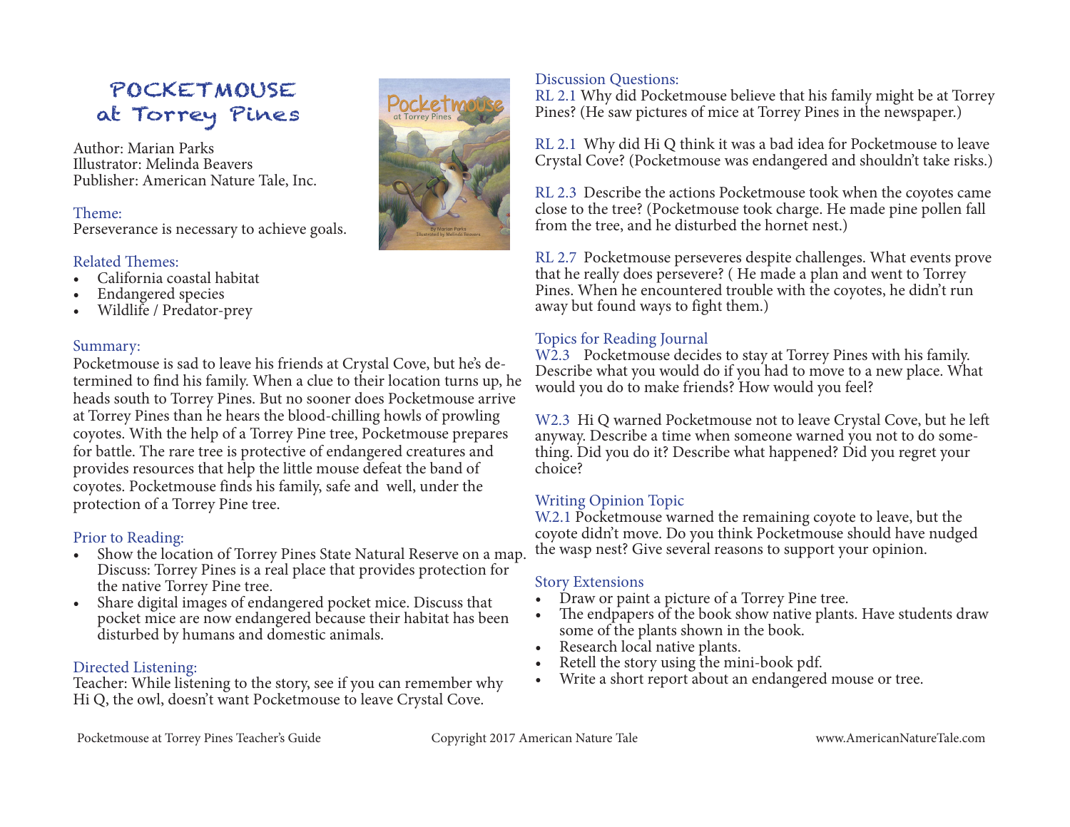# POCKETMOUSE at Torrey Pines

Author: Marian Parks
Illustrator: Melinda Beavers
Publisher: American Nature Tale, Inc.

## Theme:

Perseverance is necessary to achieve goals.

## Related Themes:

- California coastal habitat
- Endangered species
- Wildlife / Predator-prey

## Summary:

Pocketmouse is sad to leave his friends at Crystal Cove, but he's determined to find his family. When a clue to their location turns up, he heads south to Torrey Pines. But no sooner does Pocketmouse arrive at Torrey Pines than he hears the blood-chilling howls of prowling coyotes. With the help of a Torrey Pine tree, Pocketmouse prepares for battle. The rare tree is protective of endangered creatures and provides resources that help the little mouse defeat the band of coyotes. Pocketmouse finds his family, safe and well, under the protection of a Torrey Pine tree.

## Prior to Reading:

- Show the location of Torrey Pines State Natural Reserve on a map. Discuss: Torrey Pines is a real place that provides protection for the native Torrey Pine tree.
- Share digital images of endangered pocket mice. Discuss that pocket mice are now endangered because their habitat has been disturbed by humans and domestic animals.

## Directed Listening:

Teacher: While listening to the story, see if you can remember why Hi Q, the owl, doesn't want Pocketmouse to leave Crystal Cove.

## Discussion Questions:

RL 2.1 Why did Pocketmouse believe that his family might be at Torrey Pines? (He saw pictures of mice at Torrey Pines in the newspaper.)

RL 2.1 Why did Hi Q think it was a bad idea for Pocketmouse to leave Crystal Cove? (Pocketmouse was endangered and shouldn't take risks.)

RL 2.3 Describe the actions Pocketmouse took when the coyotes came close to the tree? (Pocketmouse took charge. He made pine pollen fall from the tree, and he disturbed the hornet nest.)

RL 2.7 Pocketmouse perseveres despite challenges. What events prove that he really does persevere? ( He made a plan and went to Torrey Pines. When he encountered trouble with the coyotes, he didn't run away but found ways to fight them.)

## Topics for Reading Journal

W2.3 Pocketmouse decides to stay at Torrey Pines with his family. Describe what you would do if you had to move to a new place. What would you do to make friends? How would you feel?

W2.3 Hi Q warned Pocketmouse not to leave Crystal Cove, but he left anyway. Describe a time when someone warned you not to do something. Did you do it? Describe what happened? Did you regret your choice?

## Writing Opinion Topic

W.2.1 Pocketmouse warned the remaining coyote to leave, but the coyote didn't move. Do you think Pocketmouse should have nudged the wasp nest? Give several reasons to support your opinion.

## Story Extensions

- Draw or paint a picture of a Torrey Pine tree.
- The endpapers of the book show native plants. Have students draw some of the plants shown in the book.
- Research local native plants.
- Retell the story using the mini-book pdf.
- Write a short report about an endangered mouse or tree.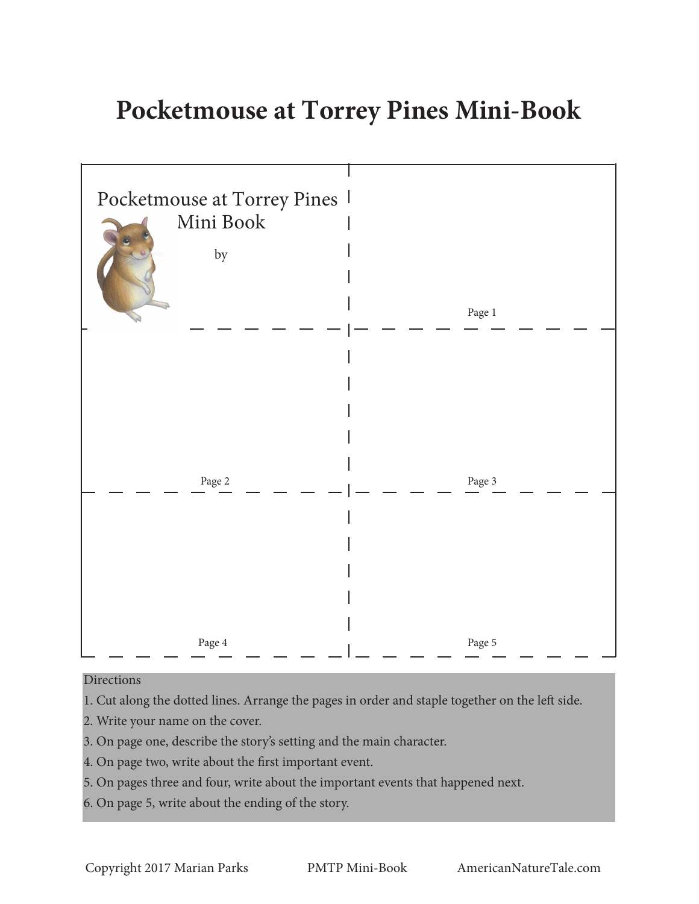# Pocketmouse at Torrey Pines Mini-Book

Pocketmouse at Torrey Pines Mini Book

by

Page 1

Page 2

Page 3

Page 4

Page 5

Directions

1. Cut along the dotted lines. Arrange the pages in order and staple together on the left side.
2. Write your name on the cover.
3. On page one, describe the story's setting and the main character.
4. On page two, write about the first important event.
5. On pages three and four, write about the important events that happened next.
6. On page 5, write about the ending of the story.

Copyright 2017 Marian Parks PMTP Mini-Book AmericanNatureTale.com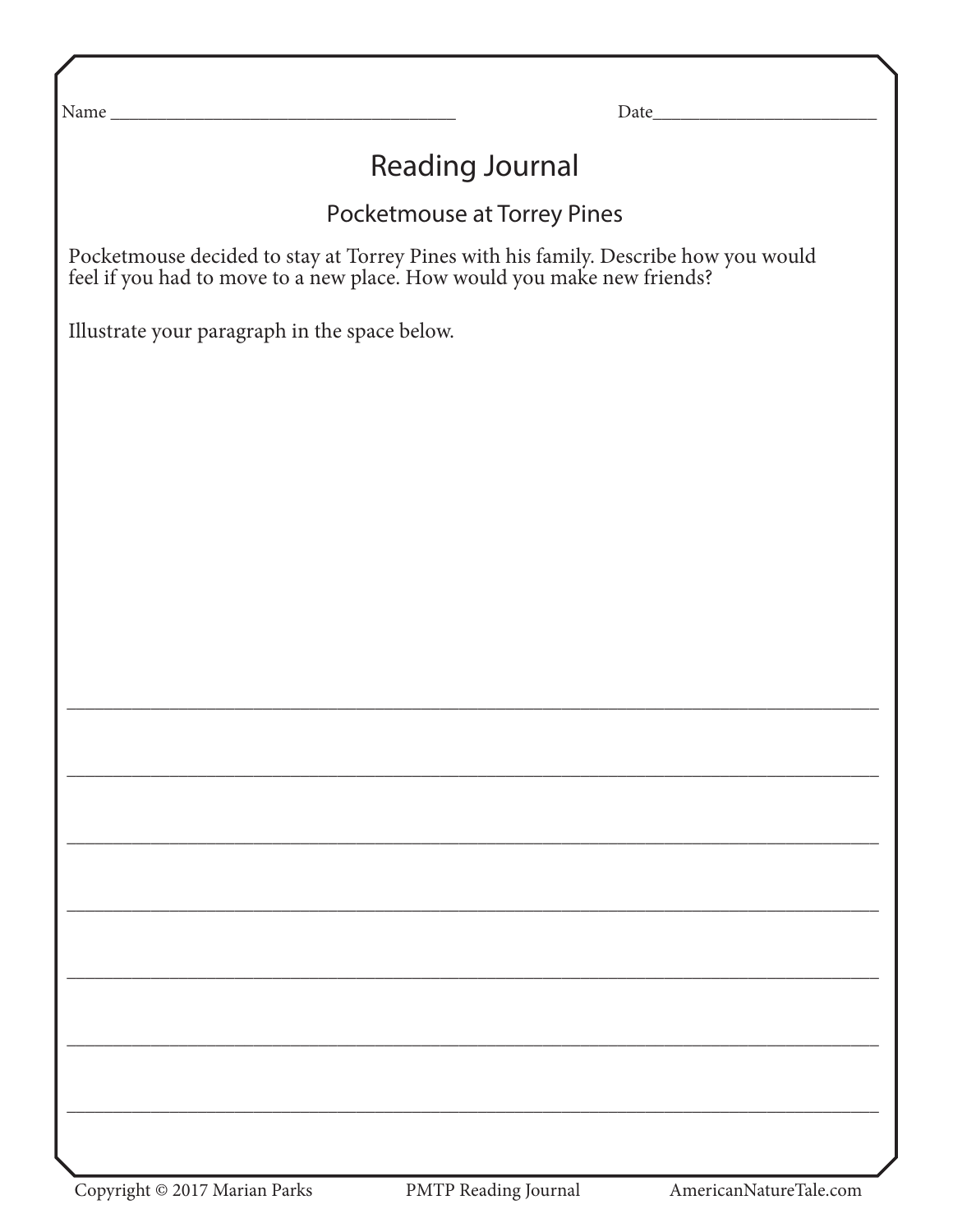Name ______________________________________ Date________________________

# Reading Journal

## Pocketmouse at Torrey Pines

Pocketmouse decided to stay at Torrey Pines with his family. Describe how you would feel if you had to move to a new place. How would you make new friends?

Illustrate your paragraph in the space below.

______________________________________________________________________________

______________________________________________________________________________

______________________________________________________________________________

______________________________________________________________________________

______________________________________________________________________________

______________________________________________________________________________

______________________________________________________________________________

Copyright © 2017 Marian Parks PMTP Reading Journal AmericanNatureTale.com